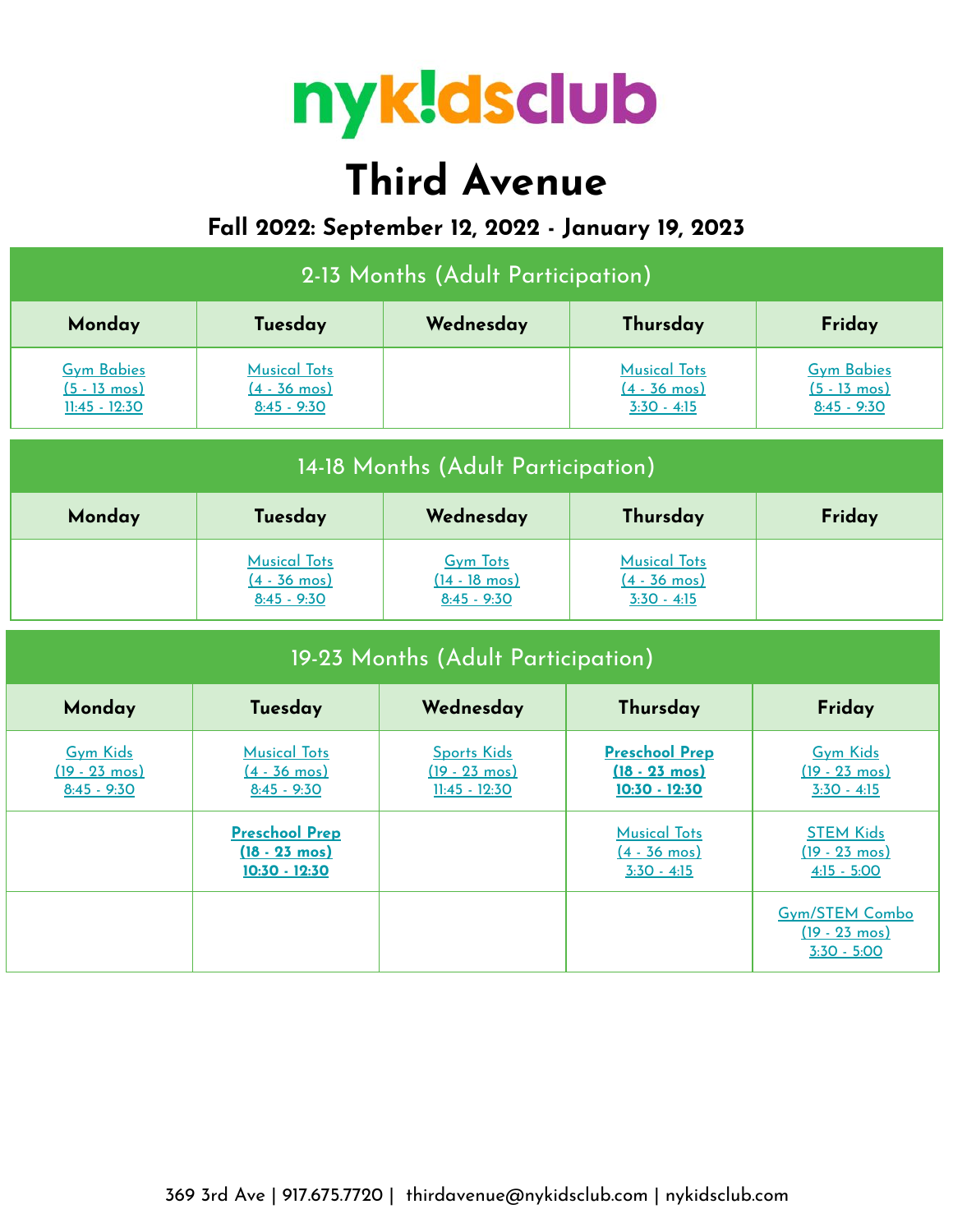# nykidsclub

# Third Avenue

### Fall 2022: September 12, 2022 - January 19, 2023

| 2-13 Months (Adult Participation) | | | | |
|---|---|---|---|---|
| **Monday** | **Tuesday** | **Wednesday** | **Thursday** | **Friday** |
| Gym Babies (5 - 13 mos) 11:45 - 12:30 | Musical Tots (4 - 36 mos) 8:45 - 9:30 | | Musical Tots (4 - 36 mos) 3:30 - 4:15 | Gym Babies (5 - 13 mos) 8:45 - 9:30 |

| 14-18 Months (Adult Participation) | | | | |
|---|---|---|---|---|
| **Monday** | **Tuesday** | **Wednesday** | **Thursday** | **Friday** |
| | Musical Tots (4 - 36 mos) 8:45 - 9:30 | Gym Tots (14 - 18 mos) 8:45 - 9:30 | Musical Tots (4 - 36 mos) 3:30 - 4:15 | |

| 19-23 Months (Adult Participation) | | | | |
|---|---|---|---|---|
| **Monday** | **Tuesday** | **Wednesday** | **Thursday** | **Friday** |
| Gym Kids (19 - 23 mos) 8:45 - 9:30 | Musical Tots (4 - 36 mos) 8:45 - 9:30 | Sports Kids (19 - 23 mos) 11:45 - 12:30 | **Preschool Prep (18 - 23 mos) 10:30 - 12:30** | Gym Kids (19 - 23 mos) 3:30 - 4:15 |
| | **Preschool Prep (18 - 23 mos) 10:30 - 12:30** | | Musical Tots (4 - 36 mos) 3:30 - 4:15 | STEM Kids (19 - 23 mos) 4:15 - 5:00 |
| | | | | Gym/STEM Combo (19 - 23 mos) 3:30 - 5:00 |

369 3rd Ave | 917.675.7720 | thirdavenue@nykidsclub.com | nykidsclub.com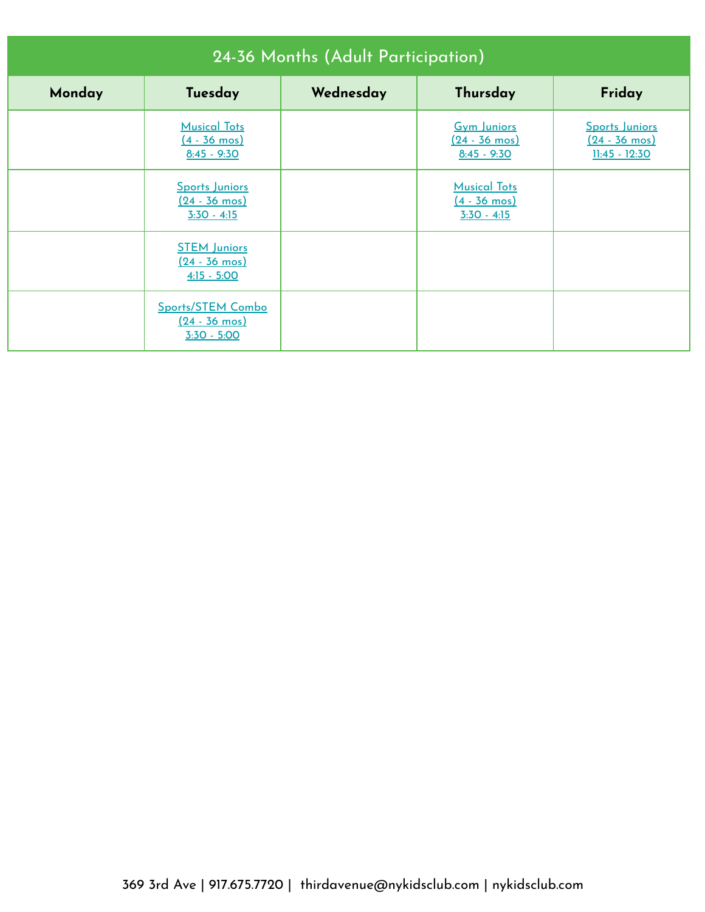| 24-36 Months (Adult Participation) | | | | |
|---|---|---|---|---|
| **Monday** | **Tuesday** | **Wednesday** | **Thursday** | **Friday** |
| | Musical Tots (4 - 36 mos) 8:45 - 9:30 | | Gym Juniors (24 - 36 mos) 8:45 - 9:30 | Sports Juniors (24 - 36 mos) 11:45 - 12:30 |
| | Sports Juniors (24 - 36 mos) 3:30 - 4:15 | | Musical Tots (4 - 36 mos) 3:30 - 4:15 | |
| | STEM Juniors (24 - 36 mos) 4:15 - 5:00 | | | |
| | Sports/STEM Combo (24 - 36 mos) 3:30 - 5:00 | | | |

369 3rd Ave | 917.675.7720 | thirdavenue@nykidsclub.com | nykidsclub.com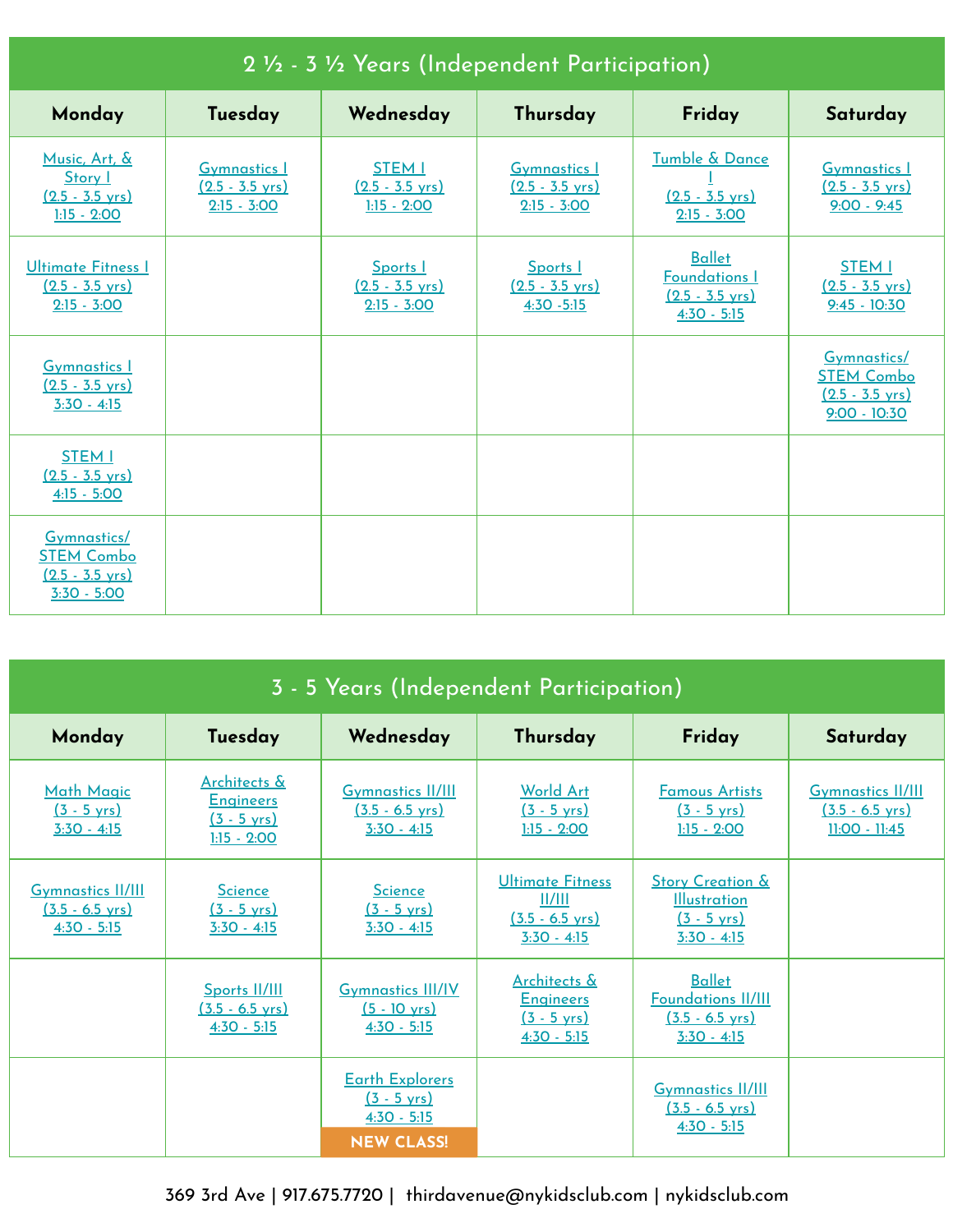## 2 ½ - 3 ½ Years (Independent Participation)

| Monday | Tuesday | Wednesday | Thursday | Friday | Saturday |
|---|---|---|---|---|---|
| Music, Art, & Story I (2.5 - 3.5 yrs) 1:15 - 2:00 | Gymnastics I (2.5 - 3.5 yrs) 2:15 - 3:00 | STEM I (2.5 - 3.5 yrs) 1:15 - 2:00 | Gymnastics I (2.5 - 3.5 yrs) 2:15 - 3:00 | Tumble & Dance I (2.5 - 3.5 yrs) 2:15 - 3:00 | Gymnastics I (2.5 - 3.5 yrs) 9:00 - 9:45 |
| Ultimate Fitness I (2.5 - 3.5 yrs) 2:15 - 3:00 | | Sports I (2.5 - 3.5 yrs) 2:15 - 3:00 | Sports I (2.5 - 3.5 yrs) 4:30 -5:15 | Ballet Foundations I (2.5 - 3.5 yrs) 4:30 - 5:15 | STEM I (2.5 - 3.5 yrs) 9:45 - 10:30 |
| Gymnastics I (2.5 - 3.5 yrs) 3:30 - 4:15 | | | | | Gymnastics/ STEM Combo (2.5 - 3.5 yrs) 9:00 - 10:30 |
| STEM I (2.5 - 3.5 yrs) 4:15 - 5:00 | | | | | |
| Gymnastics/ STEM Combo (2.5 - 3.5 yrs) 3:30 - 5:00 | | | | | |

## 3 - 5 Years (Independent Participation)

| Monday | Tuesday | Wednesday | Thursday | Friday | Saturday |
|---|---|---|---|---|---|
| Math Magic (3 - 5 yrs) 3:30 - 4:15 | Architects & Engineers (3 - 5 yrs) 1:15 - 2:00 | Gymnastics II/III (3.5 - 6.5 yrs) 3:30 - 4:15 | World Art (3 - 5 yrs) 1:15 - 2:00 | Famous Artists (3 - 5 yrs) 1:15 - 2:00 | Gymnastics II/III (3.5 - 6.5 yrs) 11:00 - 11:45 |
| Gymnastics II/III (3.5 - 6.5 yrs) 4:30 - 5:15 | Science (3 - 5 yrs) 3:30 - 4:15 | Science (3 - 5 yrs) 3:30 - 4:15 | Ultimate Fitness II/III (3.5 - 6.5 yrs) 3:30 - 4:15 | Story Creation & Illustration (3 - 5 yrs) 3:30 - 4:15 | |
| | Sports II/III (3.5 - 6.5 yrs) 4:30 - 5:15 | Gymnastics III/IV (5 - 10 yrs) 4:30 - 5:15 | Architects & Engineers (3 - 5 yrs) 4:30 - 5:15 | Ballet Foundations II/III (3.5 - 6.5 yrs) 3:30 - 4:15 | |
| | | Earth Explorers (3 - 5 yrs) 4:30 - 5:15 NEW CLASS! | | Gymnastics II/III (3.5 - 6.5 yrs) 4:30 - 5:15 | |

369 3rd Ave | 917.675.7720 | thirdavenue@nykidsclub.com | nykidsclub.com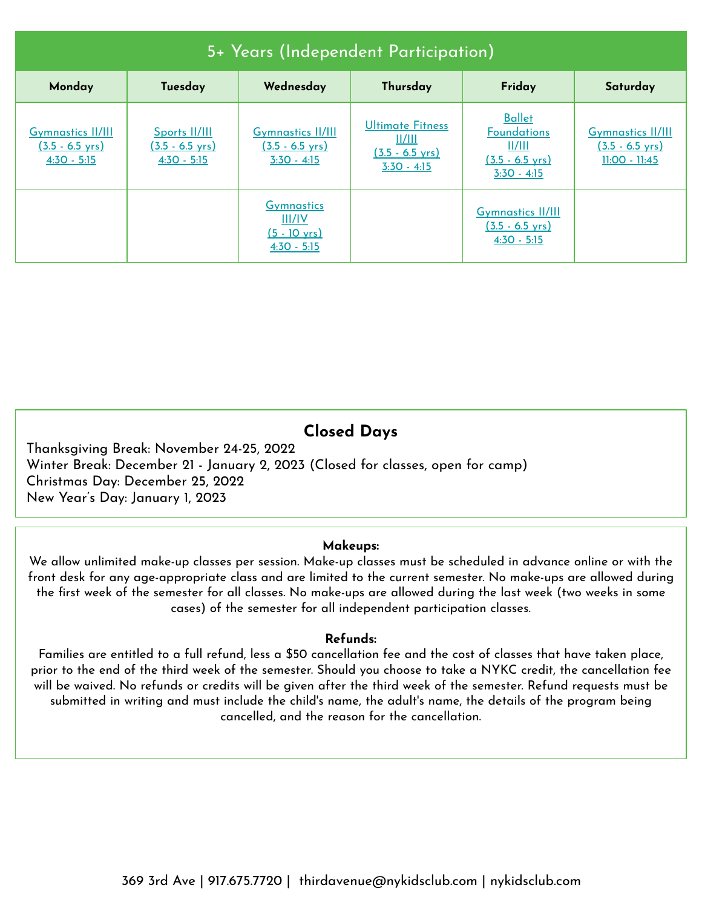## 5+ Years (Independent Participation)

| Monday | Tuesday | Wednesday | Thursday | Friday | Saturday |
|---|---|---|---|---|---|
| Gymnastics II/III (3.5 - 6.5 yrs) 4:30 - 5:15 | Sports II/III (3.5 - 6.5 yrs) 4:30 - 5:15 | Gymnastics II/III (3.5 - 6.5 yrs) 3:30 - 4:15 | Ultimate Fitness II/III (3.5 - 6.5 yrs) 3:30 - 4:15 | Ballet Foundations II/III (3.5 - 6.5 yrs) 3:30 - 4:15 | Gymnastics II/III (3.5 - 6.5 yrs) 11:00 - 11:45 |
| | | Gymnastics III/IV (5 - 10 yrs) 4:30 - 5:15 | | Gymnastics II/III (3.5 - 6.5 yrs) 4:30 - 5:15 | |

### Closed Days

Thanksgiving Break: November 24-25, 2022
Winter Break: December 21 - January 2, 2023 (Closed for classes, open for camp)
Christmas Day: December 25, 2022
New Year's Day: January 1, 2023

**Makeups:**

We allow unlimited make-up classes per session. Make-up classes must be scheduled in advance online or with the front desk for any age-appropriate class and are limited to the current semester. No make-ups are allowed during the first week of the semester for all classes. No make-ups are allowed during the last week (two weeks in some cases) of the semester for all independent participation classes.

**Refunds:**

Families are entitled to a full refund, less a $50 cancellation fee and the cost of classes that have taken place, prior to the end of the third week of the semester. Should you choose to take a NYKC credit, the cancellation fee will be waived. No refunds or credits will be given after the third week of the semester. Refund requests must be submitted in writing and must include the child's name, the adult's name, the details of the program being cancelled, and the reason for the cancellation.

369 3rd Ave | 917.675.7720 | thirdavenue@nykidsclub.com | nykidsclub.com